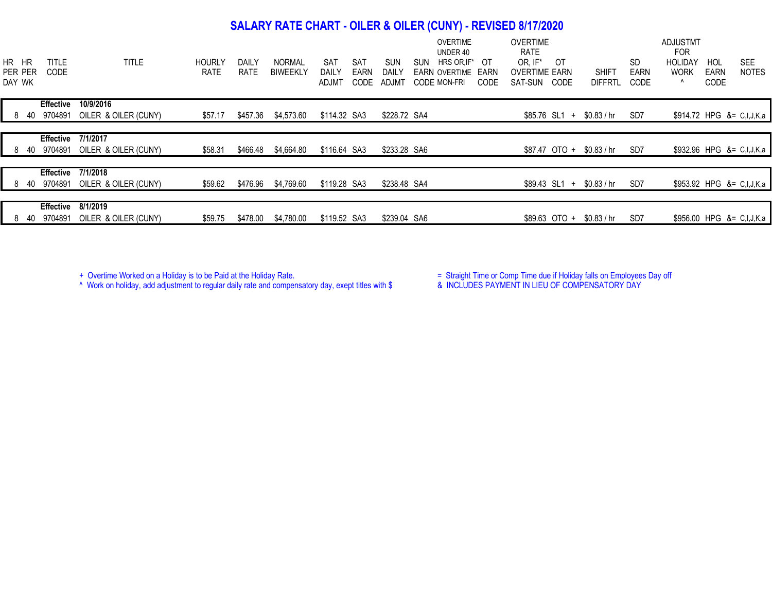# SALARY RATE CHART - OILER & OILER (CUNY) - REVISED 8/17/2020

| HR PER DAY | HR PER WK | TITLE CODE | TITLE | HOURLY RATE | DAILY RATE | NORMAL BIWEEKLY | SAT DAILY ADJMT | SAT EARN CODE | SUN DAILY ADJMT | SUN EARN CODE | OVERTIME UNDER 40 HRS OR,IF* OVERTIME MON-FRI | OT EARN CODE | OVERTIME RATE OR, IF* OVERTIME SAT-SUN | OT EARN CODE | | SHIFT DIFFRTL | SD EARN CODE | ADJUSTMT FOR HOLIDAY WORK ^ | HOL EARN CODE | SEE NOTES |
|---|---|---|---|---|---|---|---|---|---|---|---|---|---|---|---|---|---|---|---|---|
| | | **Effective** | **10/9/2016** | | | | | | | | | | | | | | | | | |
| 8 | 40 | 9704891 | OILER & OILER (CUNY) | $57.17 | $457.36 | $4,573.60 | $114.32 | SA3 | $228.72 | SA4 | | | $85.76 | SL1 | + | $0.83 / hr | SD7 | $914.72 | HPG | &= C,I,J,K,a |
| | | **Effective** | **7/1/2017** | | | | | | | | | | | | | | | | | |
| 8 | 40 | 9704891 | OILER & OILER (CUNY) | $58.31 | $466.48 | $4,664.80 | $116.64 | SA3 | $233.28 | SA6 | | | $87.47 | OTO | + | $0.83 / hr | SD7 | $932.96 | HPG | &= C,I,J,K,a |
| | | **Effective** | **7/1/2018** | | | | | | | | | | | | | | | | | |
| 8 | 40 | 9704891 | OILER & OILER (CUNY) | $59.62 | $476.96 | $4,769.60 | $119.28 | SA3 | $238.48 | SA4 | | | $89.43 | SL1 | + | $0.83 / hr | SD7 | $953.92 | HPG | &= C,I,J,K,a |
| | | **Effective** | **8/1/2019** | | | | | | | | | | | | | | | | | |
| 8 | 40 | 9704891 | OILER & OILER (CUNY) | $59.75 | $478.00 | $4,780.00 | $119.52 | SA3 | $239.04 | SA6 | | | $89.63 | OTO | + | $0.83 / hr | SD7 | $956.00 | HPG | &= C,I,J,K,a |

\+ Overtime Worked on a Holiday is to be Paid at the Holiday Rate.

^ Work on holiday, add adjustment to regular daily rate and compensatory day, exept titles with $

= Straight Time or Comp Time due if Holiday falls on Employees Day off

& INCLUDES PAYMENT IN LIEU OF COMPENSATORY DAY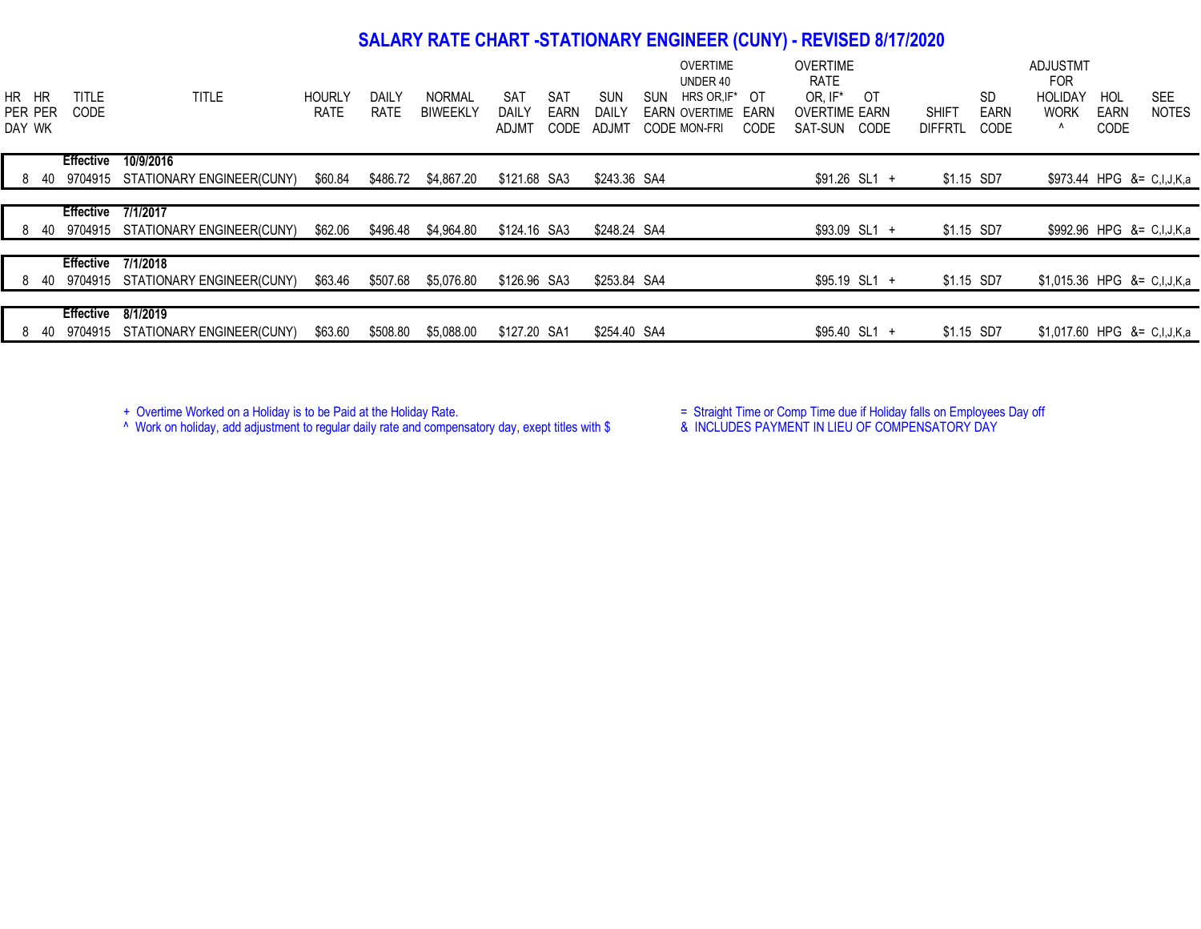# SALARY RATE CHART -STATIONARY ENGINEER (CUNY) - REVISED 8/17/2020

| HR PER DAY | HR PER WK | TITLE CODE | TITLE | HOURLY RATE | DAILY RATE | NORMAL BIWEEKLY | SAT DAILY ADJMT | SAT EARN CODE | SUN DAILY ADJMT | SUN EARN CODE | OVERTIME UNDER 40 HRS OR,IF* OVERTIME MON-FRI | OT EARN CODE | OVERTIME RATE OR, IF* OVERTIME SAT-SUN | OT EARN CODE | | SHIFT DIFFRTL | SD EARN CODE | ADJUSTMT FOR HOLIDAY WORK ^ | HOL EARN CODE | SEE NOTES |
|---|---|---|---|---|---|---|---|---|---|---|---|---|---|---|---|---|---|---|---|---|
| | | **Effective** | **10/9/2016** | | | | | | | | | | | | | | | | | |
| 8 | 40 | 9704915 | STATIONARY ENGINEER(CUNY) | $60.84 | $486.72 | $4,867.20 | $121.68 | SA3 | $243.36 | SA4 | | | $91.26 | SL1 | + | $1.15 | SD7 | $973.44 | HPG | &= C,I,J,K,a |
| | | **Effective** | **7/1/2017** | | | | | | | | | | | | | | | | | |
| 8 | 40 | 9704915 | STATIONARY ENGINEER(CUNY) | $62.06 | $496.48 | $4,964.80 | $124.16 | SA3 | $248.24 | SA4 | | | $93.09 | SL1 | + | $1.15 | SD7 | $992.96 | HPG | &= C,I,J,K,a |
| | | **Effective** | **7/1/2018** | | | | | | | | | | | | | | | | | |
| 8 | 40 | 9704915 | STATIONARY ENGINEER(CUNY) | $63.46 | $507.68 | $5,076.80 | $126.96 | SA3 | $253.84 | SA4 | | | $95.19 | SL1 | + | $1.15 | SD7 | $1,015.36 | HPG | &= C,I,J,K,a |
| | | **Effective** | **8/1/2019** | | | | | | | | | | | | | | | | | |
| 8 | 40 | 9704915 | STATIONARY ENGINEER(CUNY) | $63.60 | $508.80 | $5,088.00 | $127.20 | SA1 | $254.40 | SA4 | | | $95.40 | SL1 | + | $1.15 | SD7 | $1,017.60 | HPG | &= C,I,J,K,a |

+ Overtime Worked on a Holiday is to be Paid at the Holiday Rate.

^ Work on holiday, add adjustment to regular daily rate and compensatory day, exept titles with $

= Straight Time or Comp Time due if Holiday falls on Employees Day off

& INCLUDES PAYMENT IN LIEU OF COMPENSATORY DAY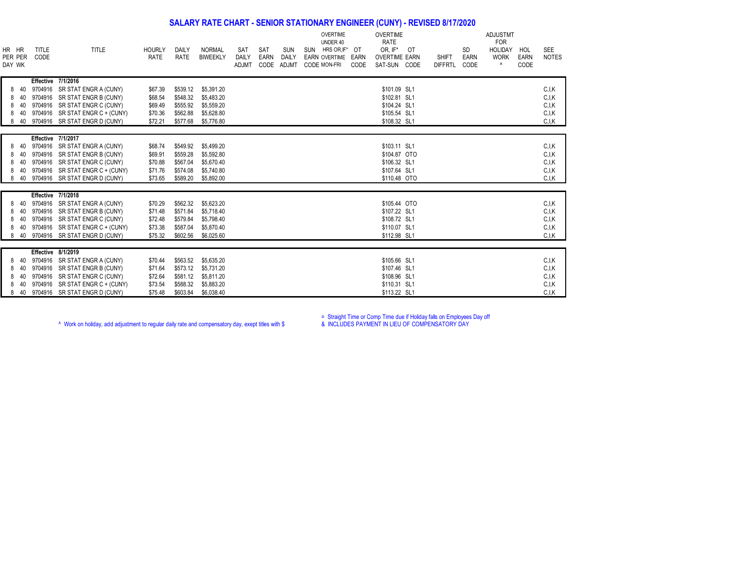# SALARY RATE CHART - SENIOR STATIONARY ENGINEER (CUNY) - REVISED 8/17/2020

| HR PER DAY | HR PER WK | TITLE CODE | TITLE | HOURLY RATE | DAILY RATE | NORMAL BIWEEKLY | SAT DAILY ADJMT | SAT EARN CODE | SUN DAILY ADJMT | SUN EARN CODE | OVERTIME UNDER 40 HRS OR, IF* OVERTIME MON-FRI | OT EARN CODE | OVERTIME RATE OR, IF* OVERTIME SAT-SUN | OT EARN CODE | SHIFT DIFFRTL | SD EARN CODE | ADJUSTMT FOR HOLIDAY WORK ^ | HOL EARN CODE | SEE NOTES |
|---|---|---|---|---|---|---|---|---|---|---|---|---|---|---|---|---|---|---|---|
| | | **Effective** | **7/1/2016** | | | | | | | | | | | | | | | | |
| 8 | 40 | 9704916 | SR STAT ENGR A (CUNY) | $67.39 | $539.12 | $5,391.20 | | | | | | | $101.09 | SL1 | | | | | C,I,K |
| 8 | 40 | 9704916 | SR STAT ENGR B (CUNY) | $68.54 | $548.32 | $5,483.20 | | | | | | | $102.81 | SL1 | | | | | C,I,K |
| 8 | 40 | 9704916 | SR STAT ENGR C (CUNY) | $69.49 | $555.92 | $5,559.20 | | | | | | | $104.24 | SL1 | | | | | C,I,K |
| 8 | 40 | 9704916 | SR STAT ENGR C + (CUNY) | $70.36 | $562.88 | $5,628.80 | | | | | | | $105.54 | SL1 | | | | | C,I,K |
| 8 | 40 | 9704916 | SR STAT ENGR D (CUNY) | $72.21 | $577.68 | $5,776.80 | | | | | | | $108.32 | SL1 | | | | | C,I,K |
| | | **Effective** | **7/1/2017** | | | | | | | | | | | | | | | | |
| 8 | 40 | 9704916 | SR STAT ENGR A (CUNY) | $68.74 | $549.92 | $5,499.20 | | | | | | | $103.11 | SL1 | | | | | C,I,K |
| 8 | 40 | 9704916 | SR STAT ENGR B (CUNY) | $69.91 | $559.28 | $5,592.80 | | | | | | | $104.87 | OTO | | | | | C,I,K |
| 8 | 40 | 9704916 | SR STAT ENGR C (CUNY) | $70.88 | $567.04 | $5,670.40 | | | | | | | $106.32 | SL1 | | | | | C,I,K |
| 8 | 40 | 9704916 | SR STAT ENGR C + (CUNY) | $71.76 | $574.08 | $5,740.80 | | | | | | | $107.64 | SL1 | | | | | C,I,K |
| 8 | 40 | 9704916 | SR STAT ENGR D (CUNY) | $73.65 | $589.20 | $5,892.00 | | | | | | | $110.48 | OTO | | | | | C,I,K |
| | | **Effective** | **7/1/2018** | | | | | | | | | | | | | | | | |
| 8 | 40 | 9704916 | SR STAT ENGR A (CUNY) | $70.29 | $562.32 | $5,623.20 | | | | | | | $105.44 | OTO | | | | | C,I,K |
| 8 | 40 | 9704916 | SR STAT ENGR B (CUNY) | $71.48 | $571.84 | $5,718.40 | | | | | | | $107.22 | SL1 | | | | | C,I,K |
| 8 | 40 | 9704916 | SR STAT ENGR C (CUNY) | $72.48 | $579.84 | $5,798.40 | | | | | | | $108.72 | SL1 | | | | | C,I,K |
| 8 | 40 | 9704916 | SR STAT ENGR C + (CUNY) | $73.38 | $587.04 | $5,870.40 | | | | | | | $110.07 | SL1 | | | | | C,I,K |
| 8 | 40 | 9704916 | SR STAT ENGR D (CUNY) | $75.32 | $602.56 | $6,025.60 | | | | | | | $112.98 | SL1 | | | | | C,I,K |
| | | **Effective** | **8/1/2019** | | | | | | | | | | | | | | | | |
| 8 | 40 | 9704916 | SR STAT ENGR A (CUNY) | $70.44 | $563.52 | $5,635.20 | | | | | | | $105.66 | SL1 | | | | | C,I,K |
| 8 | 40 | 9704916 | SR STAT ENGR B (CUNY) | $71.64 | $573.12 | $5,731.20 | | | | | | | $107.46 | SL1 | | | | | C,I,K |
| 8 | 40 | 9704916 | SR STAT ENGR C (CUNY) | $72.64 | $581.12 | $5,811.20 | | | | | | | $108.96 | SL1 | | | | | C,I,K |
| 8 | 40 | 9704916 | SR STAT ENGR C + (CUNY) | $73.54 | $588.32 | $5,883.20 | | | | | | | $110.31 | SL1 | | | | | C,I,K |
| 8 | 40 | 9704916 | SR STAT ENGR D (CUNY) | $75.48 | $603.84 | $6,038.40 | | | | | | | $113.22 | SL1 | | | | | C,I,K |

^ Work on holiday, add adjustment to regular daily rate and compensatory day, exept titles with $

= Straight Time or Comp Time due if Holiday falls on Employees Day off

& INCLUDES PAYMENT IN LIEU OF COMPENSATORY DAY